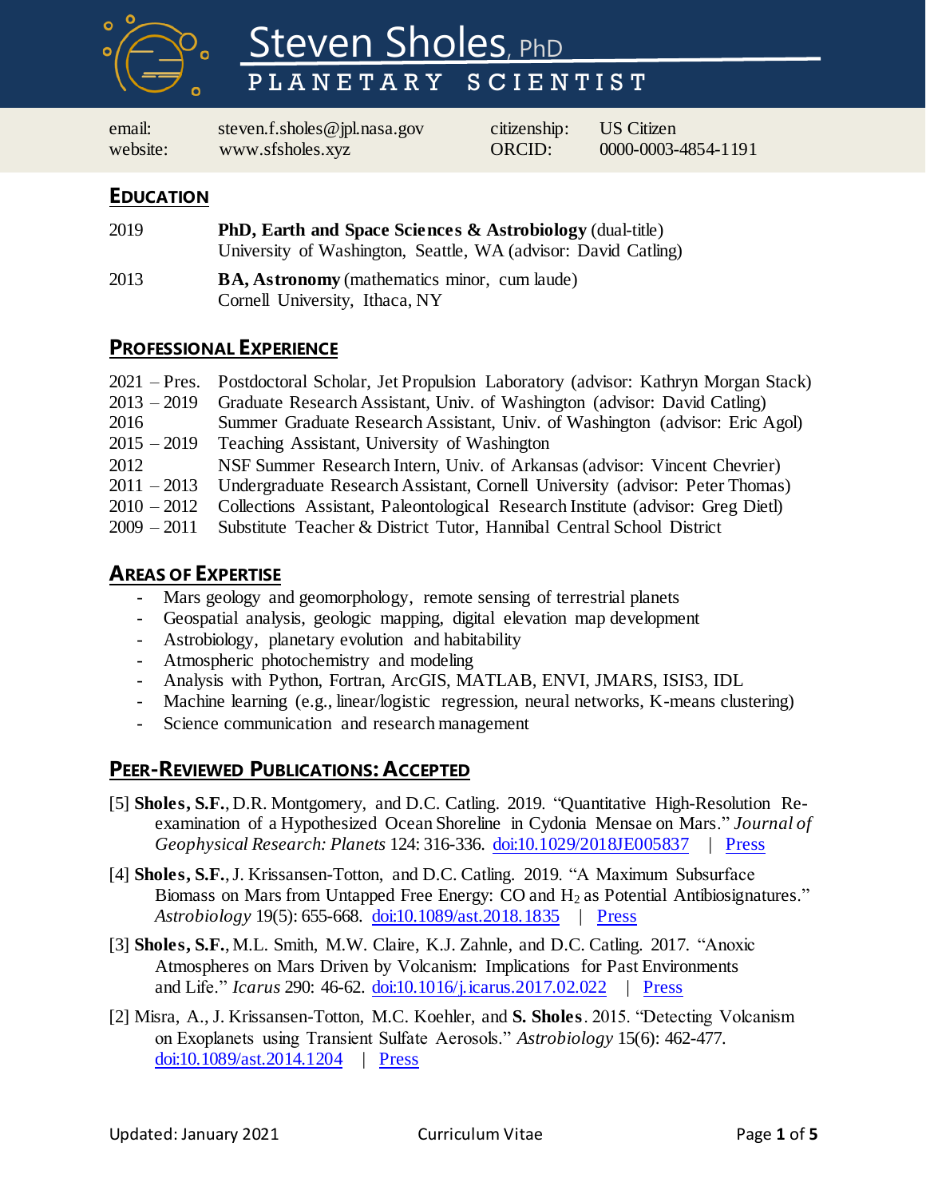# Steven Sholes, PhD

## PLANETARY SCIENTIST

| | | | |
|---|---|---|---|
| email: | steven.f.sholes@jpl.nasa.gov | citizenship: | US Citizen |
| website: | www.sfsholes.xyz | ORCID: | 0000-0003-4854-1191 |

## EDUCATION

2019 — **PhD, Earth and Space Sciences & Astrobiology** (dual-title)
University of Washington, Seattle, WA (advisor: David Catling)

2013 — **BA, Astronomy** (mathematics minor, cum laude)
Cornell University, Ithaca, NY

## PROFESSIONAL EXPERIENCE

- 2021 – Pres. Postdoctoral Scholar, Jet Propulsion Laboratory (advisor: Kathryn Morgan Stack)
- 2013 – 2019 Graduate Research Assistant, Univ. of Washington (advisor: David Catling)
- 2016 Summer Graduate Research Assistant, Univ. of Washington (advisor: Eric Agol)
- 2015 – 2019 Teaching Assistant, University of Washington
- 2012 NSF Summer Research Intern, Univ. of Arkansas (advisor: Vincent Chevrier)
- 2011 – 2013 Undergraduate Research Assistant, Cornell University (advisor: Peter Thomas)
- 2010 – 2012 Collections Assistant, Paleontological Research Institute (advisor: Greg Dietl)
- 2009 – 2011 Substitute Teacher & District Tutor, Hannibal Central School District

## AREAS OF EXPERTISE

- Mars geology and geomorphology, remote sensing of terrestrial planets
- Geospatial analysis, geologic mapping, digital elevation map development
- Astrobiology, planetary evolution and habitability
- Atmospheric photochemistry and modeling
- Analysis with Python, Fortran, ArcGIS, MATLAB, ENVI, JMARS, ISIS3, IDL
- Machine learning (e.g., linear/logistic regression, neural networks, K-means clustering)
- Science communication and research management

## PEER-REVIEWED PUBLICATIONS: ACCEPTED

[5] **Sholes, S.F.**, D.R. Montgomery, and D.C. Catling. 2019. "Quantitative High-Resolution Re-examination of a Hypothesized Ocean Shoreline in Cydonia Mensae on Mars." *Journal of Geophysical Research: Planets* 124: 316-336. doi:10.1029/2018JE005837 | Press

[4] **Sholes, S.F.**, J. Krissansen-Totton, and D.C. Catling. 2019. "A Maximum Subsurface Biomass on Mars from Untapped Free Energy: CO and $H_2$ as Potential Antibiosignatures." *Astrobiology* 19(5): 655-668. doi:10.1089/ast.2018.1835 | Press

[3] **Sholes, S.F.**, M.L. Smith, M.W. Claire, K.J. Zahnle, and D.C. Catling. 2017. "Anoxic Atmospheres on Mars Driven by Volcanism: Implications for Past Environments and Life." *Icarus* 290: 46-62. doi:10.1016/j.icarus.2017.02.022 | Press

[2] Misra, A., J. Krissansen-Totton, M.C. Koehler, and **S. Sholes**. 2015. "Detecting Volcanism on Exoplanets using Transient Sulfate Aerosols." *Astrobiology* 15(6): 462-477. doi:10.1089/ast.2014.1204 | Press

Updated: January 2021 Curriculum Vitae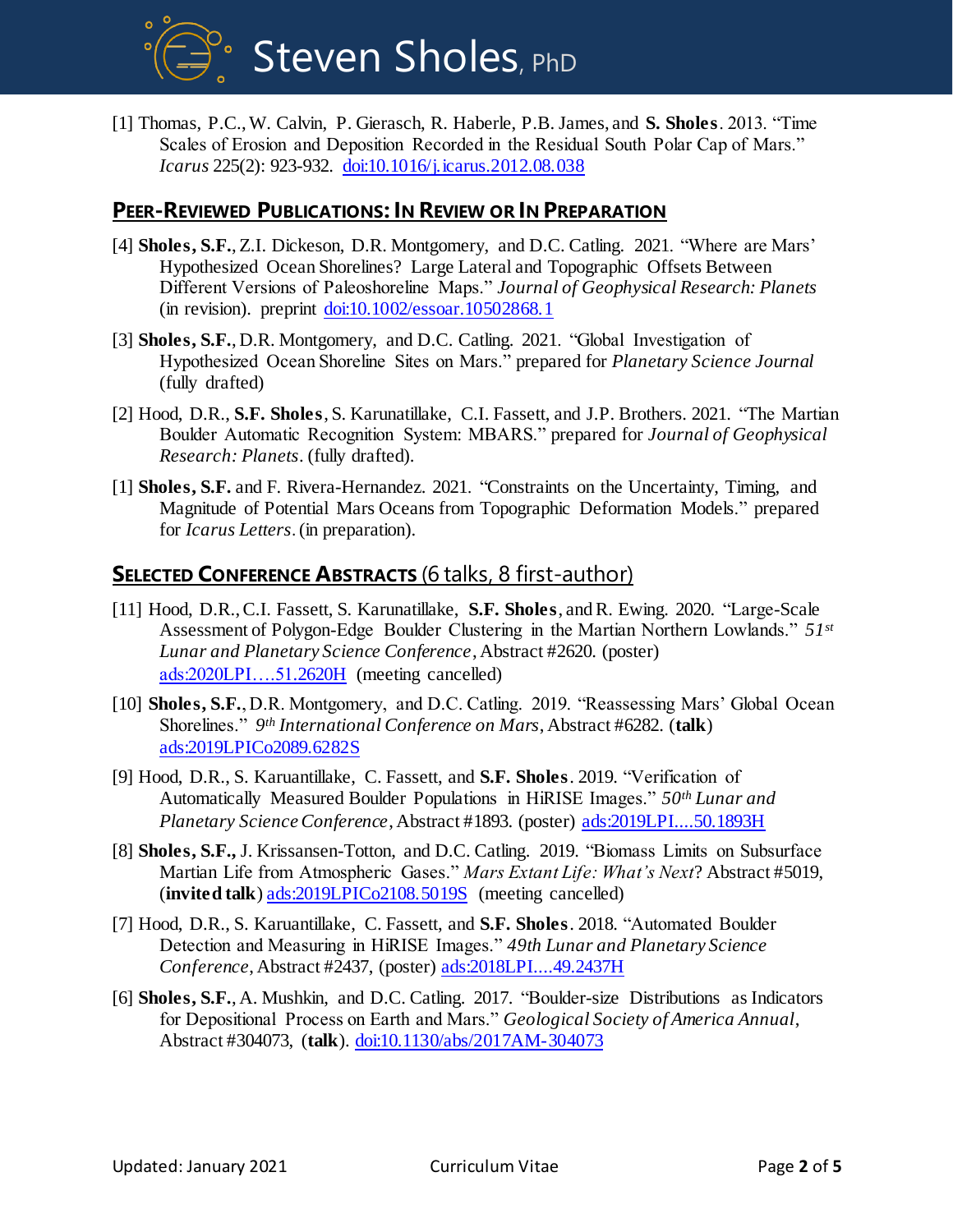[1] Thomas, P.C., W. Calvin, P. Gierasch, R. Haberle, P.B. James, and **S. Sholes**. 2013. "Time Scales of Erosion and Deposition Recorded in the Residual South Polar Cap of Mars." *Icarus* 225(2): 923-932. doi:10.1016/j.icarus.2012.08.038

## Peer-Reviewed Publications: In Review or In Preparation

[4] **Sholes, S.F.**, Z.I. Dickeson, D.R. Montgomery, and D.C. Catling. 2021. "Where are Mars' Hypothesized Ocean Shorelines? Large Lateral and Topographic Offsets Between Different Versions of Paleoshoreline Maps." *Journal of Geophysical Research: Planets* (in revision). preprint doi:10.1002/essoar.10502868.1

[3] **Sholes, S.F.**, D.R. Montgomery, and D.C. Catling. 2021. "Global Investigation of Hypothesized Ocean Shoreline Sites on Mars." prepared for *Planetary Science Journal* (fully drafted)

[2] Hood, D.R., **S.F. Sholes**, S. Karunatillake, C.I. Fassett, and J.P. Brothers. 2021. "The Martian Boulder Automatic Recognition System: MBARS." prepared for *Journal of Geophysical Research: Planets*. (fully drafted).

[1] **Sholes, S.F.** and F. Rivera-Hernandez. 2021. "Constraints on the Uncertainty, Timing, and Magnitude of Potential Mars Oceans from Topographic Deformation Models." prepared for *Icarus Letters*. (in preparation).

## Selected Conference Abstracts (6 talks, 8 first-author)

[11] Hood, D.R., C.I. Fassett, S. Karunatillake, **S.F. Sholes**, and R. Ewing. 2020. "Large-Scale Assessment of Polygon-Edge Boulder Clustering in the Martian Northern Lowlands." *51st Lunar and Planetary Science Conference*, Abstract #2620. (poster) ads:2020LPI….51.2620H (meeting cancelled)

[10] **Sholes, S.F.**, D.R. Montgomery, and D.C. Catling. 2019. "Reassessing Mars' Global Ocean Shorelines." *9th International Conference on Mars*, Abstract #6282. (**talk**) ads:2019LPICo2089.6282S

[9] Hood, D.R., S. Karuantillake, C. Fassett, and **S.F. Sholes**. 2019. "Verification of Automatically Measured Boulder Populations in HiRISE Images." *50th Lunar and Planetary Science Conference*, Abstract #1893. (poster) ads:2019LPI....50.1893H

[8] **Sholes, S.F.,** J. Krissansen-Totton, and D.C. Catling. 2019. "Biomass Limits on Subsurface Martian Life from Atmospheric Gases." *Mars Extant Life: What's Next*? Abstract #5019, (**invited talk**) ads:2019LPICo2108.5019S (meeting cancelled)

[7] Hood, D.R., S. Karuantillake, C. Fassett, and **S.F. Sholes**. 2018. "Automated Boulder Detection and Measuring in HiRISE Images." *49th Lunar and Planetary Science Conference*, Abstract #2437, (poster) ads:2018LPI....49.2437H

[6] **Sholes, S.F.**, A. Mushkin, and D.C. Catling. 2017. "Boulder-size Distributions as Indicators for Depositional Process on Earth and Mars." *Geological Society of America Annual*, Abstract #304073, (**talk**). doi:10.1130/abs/2017AM-304073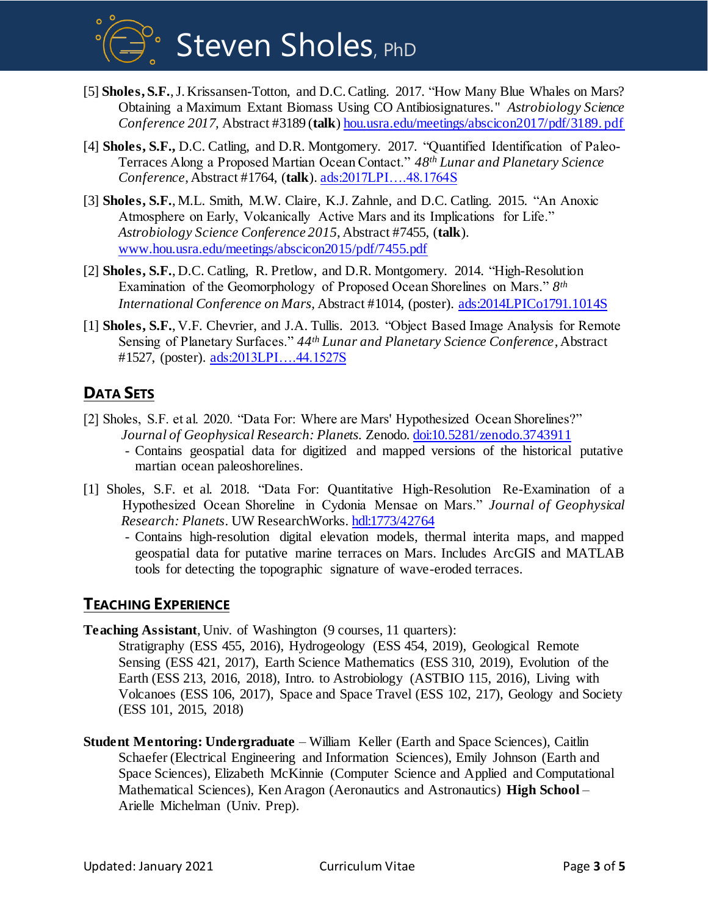[5] **Sholes, S.F.**, J. Krissansen-Totton, and D.C. Catling. 2017. "How Many Blue Whales on Mars? Obtaining a Maximum Extant Biomass Using CO Antibiosignatures." *Astrobiology Science Conference 2017,* Abstract #3189 (**talk**) [hou.usra.edu/meetings/abscicon2017/pdf/3189.pdf](hou.usra.edu/meetings/abscicon2017/pdf/3189.pdf)

[4] **Sholes, S.F.,** D.C. Catling, and D.R. Montgomery. 2017. "Quantified Identification of Paleo-Terraces Along a Proposed Martian Ocean Contact." *48th Lunar and Planetary Science Conference*, Abstract #1764, (**talk**). [ads:2017LPI….48.1764S](ads:2017LPI….48.1764S)

[3] **Sholes, S.F.**, M.L. Smith, M.W. Claire, K.J. Zahnle, and D.C. Catling. 2015. "An Anoxic Atmosphere on Early, Volcanically Active Mars and its Implications for Life." *Astrobiology Science Conference 2015*, Abstract #7455, (**talk**). [www.hou.usra.edu/meetings/abscicon2015/pdf/7455.pdf](www.hou.usra.edu/meetings/abscicon2015/pdf/7455.pdf)

[2] **Sholes, S.F.**, D.C. Catling, R. Pretlow, and D.R. Montgomery. 2014. "High-Resolution Examination of the Geomorphology of Proposed Ocean Shorelines on Mars." *8th International Conference on Mars*, Abstract #1014, (poster). [ads:2014LPICo1791.1014S](ads:2014LPICo1791.1014S)

[1] **Sholes, S.F.**, V.F. Chevrier, and J.A. Tullis. 2013. "Object Based Image Analysis for Remote Sensing of Planetary Surfaces." *44th Lunar and Planetary Science Conference*, Abstract #1527, (poster). [ads:2013LPI….44.1527S](ads:2013LPI….44.1527S)

## DATA SETS

[2] Sholes, S.F. et al. 2020. "Data For: Where are Mars' Hypothesized Ocean Shorelines?" *Journal of Geophysical Research: Planets.* Zenodo. [doi:10.5281/zenodo.3743911](doi:10.5281/zenodo.3743911)
- Contains geospatial data for digitized and mapped versions of the historical putative martian ocean paleoshorelines.

[1] Sholes, S.F. et al. 2018. "Data For: Quantitative High-Resolution Re-Examination of a Hypothesized Ocean Shoreline in Cydonia Mensae on Mars." *Journal of Geophysical Research: Planets*. UW ResearchWorks. [hdl:1773/42764](hdl:1773/42764)
- Contains high-resolution digital elevation models, thermal interita maps, and mapped geospatial data for putative marine terraces on Mars. Includes ArcGIS and MATLAB tools for detecting the topographic signature of wave-eroded terraces.

## TEACHING EXPERIENCE

**Teaching Assistant**, Univ. of Washington (9 courses, 11 quarters):
Stratigraphy (ESS 455, 2016), Hydrogeology (ESS 454, 2019), Geological Remote Sensing (ESS 421, 2017), Earth Science Mathematics (ESS 310, 2019), Evolution of the Earth (ESS 213, 2016, 2018), Intro. to Astrobiology (ASTBIO 115, 2016), Living with Volcanoes (ESS 106, 2017), Space and Space Travel (ESS 102, 217), Geology and Society (ESS 101, 2015, 2018)

**Student Mentoring: Undergraduate** – William Keller (Earth and Space Sciences), Caitlin Schaefer (Electrical Engineering and Information Sciences), Emily Johnson (Earth and Space Sciences), Elizabeth McKinnie (Computer Science and Applied and Computational Mathematical Sciences), Ken Aragon (Aeronautics and Astronautics) **High School** – Arielle Michelman (Univ. Prep).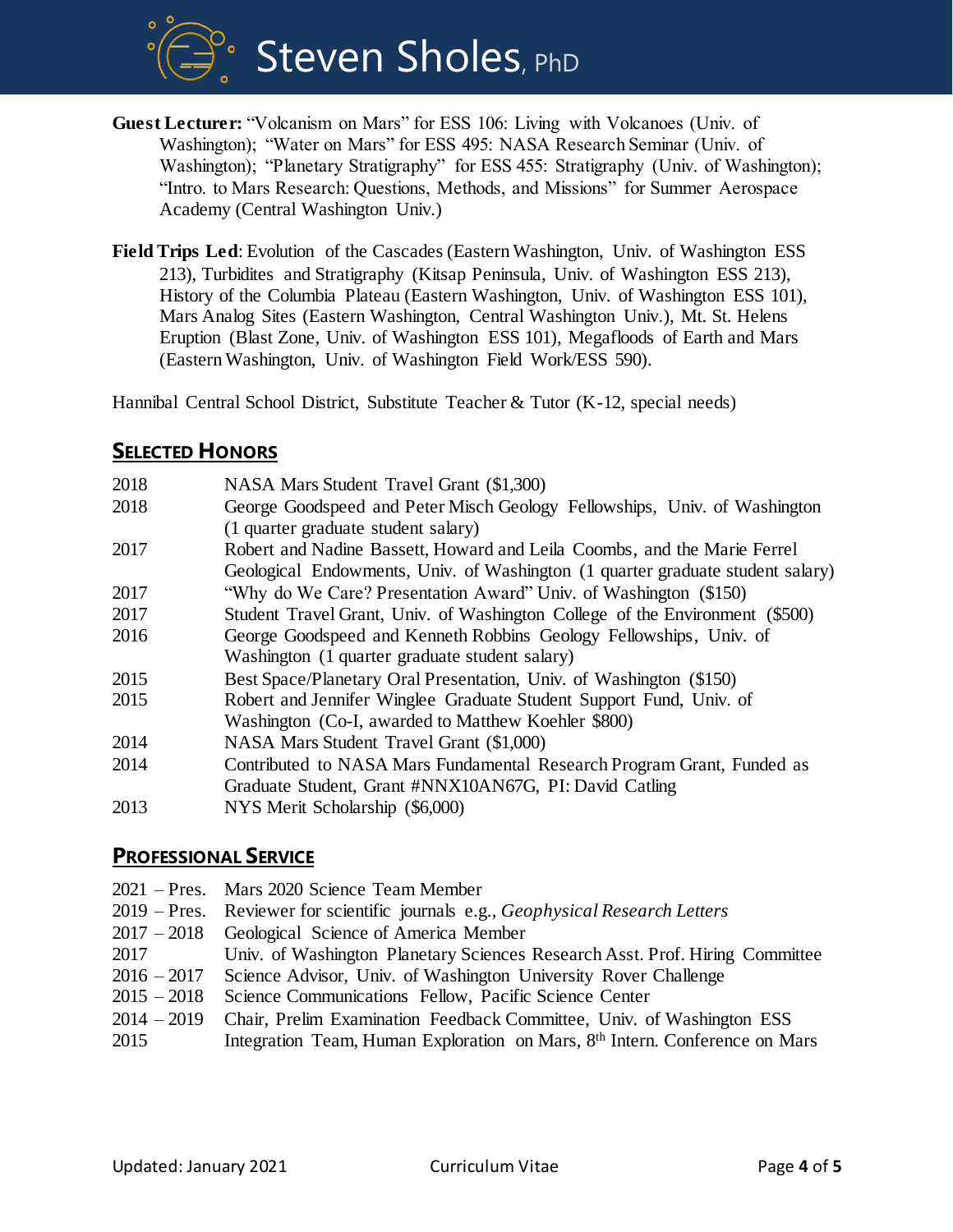**Guest Lecturer:** "Volcanism on Mars" for ESS 106: Living with Volcanoes (Univ. of Washington); "Water on Mars" for ESS 495: NASA Research Seminar (Univ. of Washington); "Planetary Stratigraphy" for ESS 455: Stratigraphy (Univ. of Washington); "Intro. to Mars Research: Questions, Methods, and Missions" for Summer Aerospace Academy (Central Washington Univ.)

**Field Trips Led**: Evolution of the Cascades (Eastern Washington, Univ. of Washington ESS 213), Turbidites and Stratigraphy (Kitsap Peninsula, Univ. of Washington ESS 213), History of the Columbia Plateau (Eastern Washington, Univ. of Washington ESS 101), Mars Analog Sites (Eastern Washington, Central Washington Univ.), Mt. St. Helens Eruption (Blast Zone, Univ. of Washington ESS 101), Megafloods of Earth and Mars (Eastern Washington, Univ. of Washington Field Work/ESS 590).

Hannibal Central School District, Substitute Teacher & Tutor (K-12, special needs)

## SELECTED HONORS

| | |
|---|---|
| 2018 | NASA Mars Student Travel Grant ($1,300) |
| 2018 | George Goodspeed and Peter Misch Geology Fellowships, Univ. of Washington (1 quarter graduate student salary) |
| 2017 | Robert and Nadine Bassett, Howard and Leila Coombs, and the Marie Ferrel Geological Endowments, Univ. of Washington (1 quarter graduate student salary) |
| 2017 | "Why do We Care? Presentation Award" Univ. of Washington ($150) |
| 2017 | Student Travel Grant, Univ. of Washington College of the Environment ($500) |
| 2016 | George Goodspeed and Kenneth Robbins Geology Fellowships, Univ. of Washington (1 quarter graduate student salary) |
| 2015 | Best Space/Planetary Oral Presentation, Univ. of Washington ($150) |
| 2015 | Robert and Jennifer Winglee Graduate Student Support Fund, Univ. of Washington (Co-I, awarded to Matthew Koehler $800) |
| 2014 | NASA Mars Student Travel Grant ($1,000) |
| 2014 | Contributed to NASA Mars Fundamental Research Program Grant, Funded as Graduate Student, Grant #NNX10AN67G, PI: David Catling |
| 2013 | NYS Merit Scholarship ($6,000) |

## PROFESSIONAL SERVICE

| | |
|---|---|
| 2021 – Pres. | Mars 2020 Science Team Member |
| 2019 – Pres. | Reviewer for scientific journals e.g., *Geophysical Research Letters* |
| 2017 – 2018 | Geological Science of America Member |
| 2017 | Univ. of Washington Planetary Sciences Research Asst. Prof. Hiring Committee |
| 2016 – 2017 | Science Advisor, Univ. of Washington University Rover Challenge |
| 2015 – 2018 | Science Communications Fellow, Pacific Science Center |
| 2014 – 2019 | Chair, Prelim Examination Feedback Committee, Univ. of Washington ESS |
| 2015 | Integration Team, Human Exploration on Mars, 8th Intern. Conference on Mars |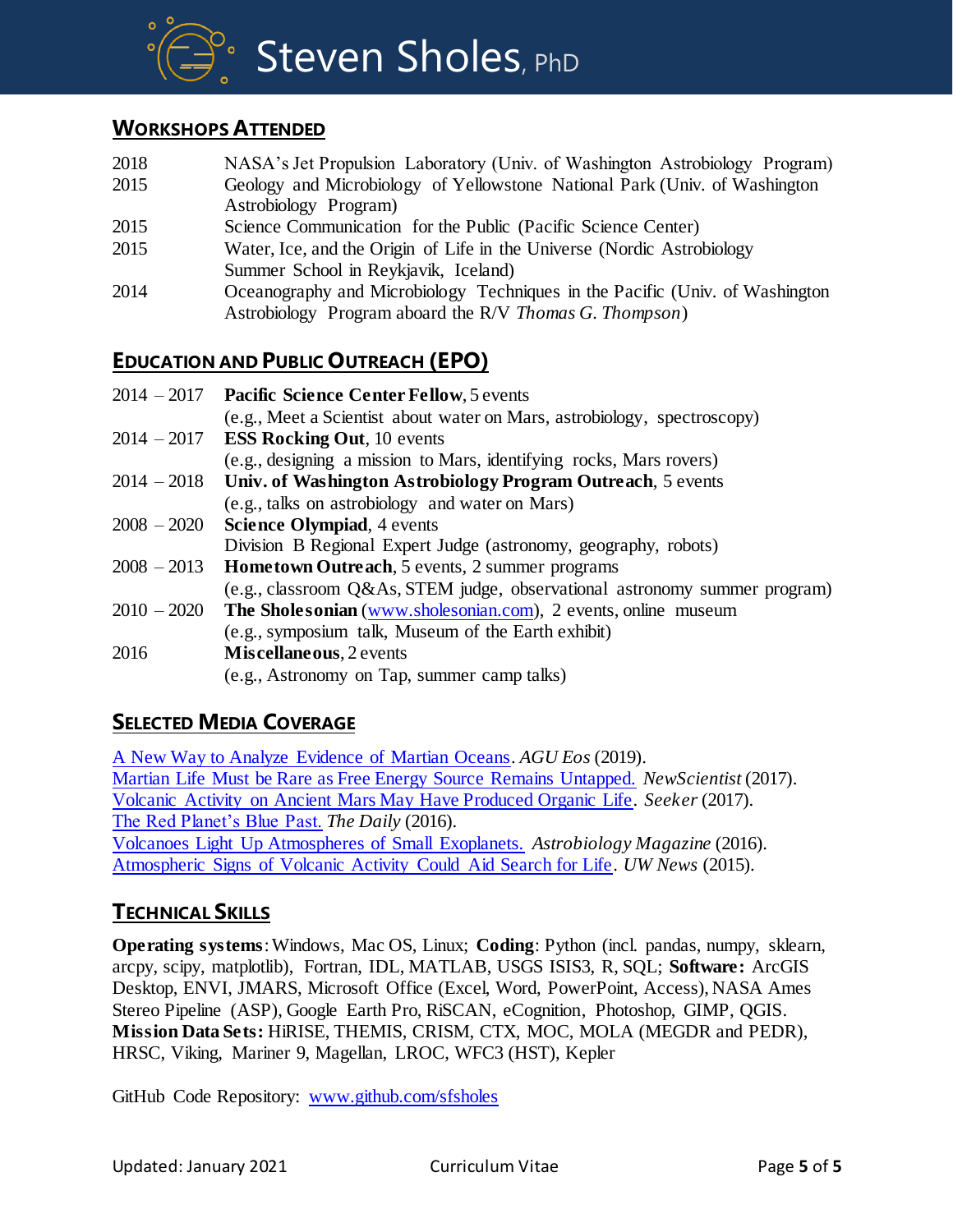## WORKSHOPS ATTENDED

| | |
|---|---|
| 2018 | NASA's Jet Propulsion Laboratory (Univ. of Washington Astrobiology Program) |
| 2015 | Geology and Microbiology of Yellowstone National Park (Univ. of Washington Astrobiology Program) |
| 2015 | Science Communication for the Public (Pacific Science Center) |
| 2015 | Water, Ice, and the Origin of Life in the Universe (Nordic Astrobiology Summer School in Reykjavik, Iceland) |
| 2014 | Oceanography and Microbiology Techniques in the Pacific (Univ. of Washington Astrobiology Program aboard the R/V *Thomas G. Thompson*) |

## EDUCATION AND PUBLIC OUTREACH (EPO)

| | |
|---|---|
| 2014 – 2017 | **Pacific Science Center Fellow**, 5 events (e.g., Meet a Scientist about water on Mars, astrobiology, spectroscopy) |
| 2014 – 2017 | **ESS Rocking Out**, 10 events (e.g., designing a mission to Mars, identifying rocks, Mars rovers) |
| 2014 – 2018 | **Univ. of Washington Astrobiology Program Outreach**, 5 events (e.g., talks on astrobiology and water on Mars) |
| 2008 – 2020 | **Science Olympiad**, 4 events Division B Regional Expert Judge (astronomy, geography, robots) |
| 2008 – 2013 | **Hometown Outreach**, 5 events, 2 summer programs (e.g., classroom Q&As, STEM judge, observational astronomy summer program) |
| 2010 – 2020 | **The Sholesonian** (www.sholesonian.com), 2 events, online museum (e.g., symposium talk, Museum of the Earth exhibit) |
| 2016 | **Miscellaneous**, 2 events (e.g., Astronomy on Tap, summer camp talks) |

## SELECTED MEDIA COVERAGE

A New Way to Analyze Evidence of Martian Oceans. *AGU Eos* (2019).
Martian Life Must be Rare as Free Energy Source Remains Untapped. *NewScientist* (2017).
Volcanic Activity on Ancient Mars May Have Produced Organic Life. *Seeker* (2017).
The Red Planet's Blue Past. *The Daily* (2016).
Volcanoes Light Up Atmospheres of Small Exoplanets. *Astrobiology Magazine* (2016).
Atmospheric Signs of Volcanic Activity Could Aid Search for Life. *UW News* (2015).

## TECHNICAL SKILLS

**Operating systems**: Windows, Mac OS, Linux; **Coding**: Python (incl. pandas, numpy, sklearn, arcpy, scipy, matplotlib), Fortran, IDL, MATLAB, USGS ISIS3, R, SQL; **Software:** ArcGIS Desktop, ENVI, JMARS, Microsoft Office (Excel, Word, PowerPoint, Access), NASA Ames Stereo Pipeline (ASP), Google Earth Pro, RiSCAN, eCognition, Photoshop, GIMP, QGIS. **Mission Data Sets:** HiRISE, THEMIS, CRISM, CTX, MOC, MOLA (MEGDR and PEDR), HRSC, Viking, Mariner 9, Magellan, LROC, WFC3 (HST), Kepler

GitHub Code Repository: www.github.com/sfsholes